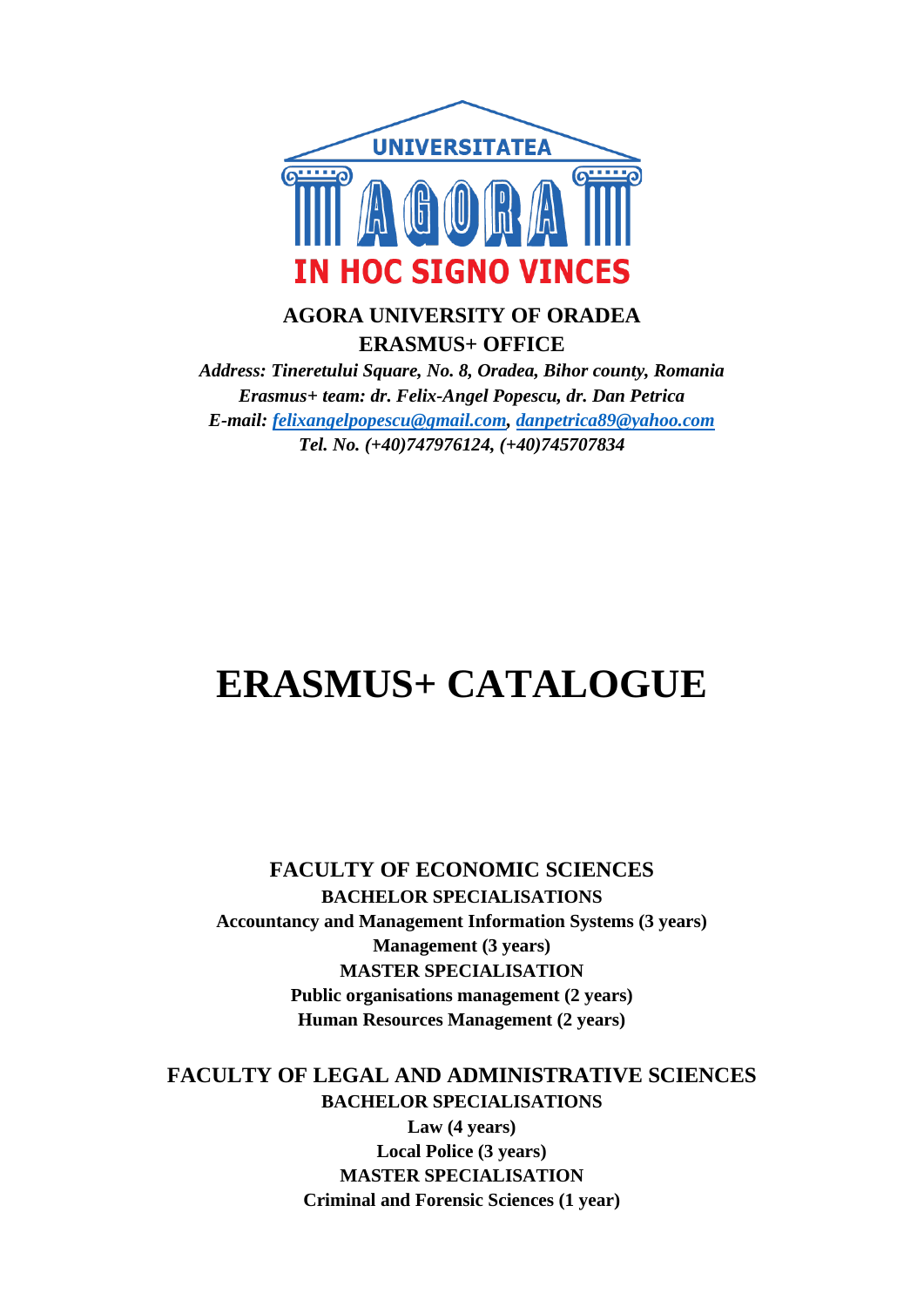**AGORA UNIVERSITY OF ORADEA**
**ERASMUS+ OFFICE**

*Address: Tineretului Square, No. 8, Oradea, Bihor county, Romania*
*Erasmus+ team: dr. Felix-Angel Popescu, dr. Dan Petrica*
*E-mail: felixangelpopescu@gmail.com, danpetrica89@yahoo.com*
*Tel. No. (+40)747976124, (+40)745707834*

# ERASMUS+ CATALOGUE

## FACULTY OF ECONOMIC SCIENCES

**BACHELOR SPECIALISATIONS**

**Accountancy and Management Information Systems (3 years)**

**Management (3 years)**

**MASTER SPECIALISATION**

**Public organisations management (2 years)**

**Human Resources Management (2 years)**

## FACULTY OF LEGAL AND ADMINISTRATIVE SCIENCES

**BACHELOR SPECIALISATIONS**

**Law (4 years)**

**Local Police (3 years)**

**MASTER SPECIALISATION**

**Criminal and Forensic Sciences (1 year)**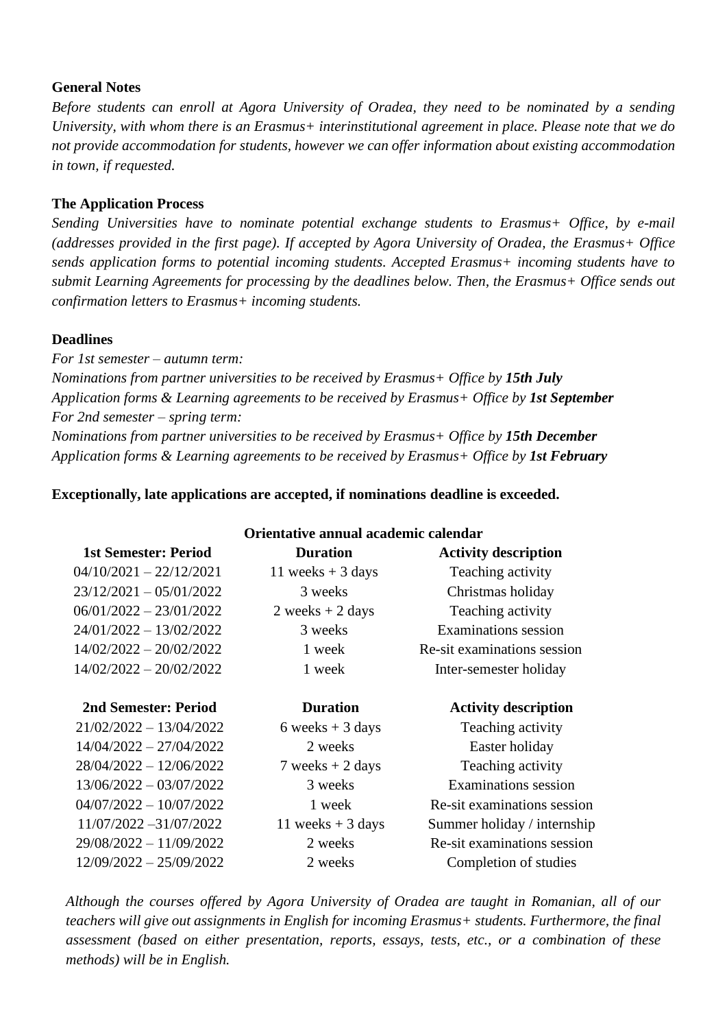**General Notes**

*Before students can enroll at Agora University of Oradea, they need to be nominated by a sending University, with whom there is an Erasmus+ interinstitutional agreement in place. Please note that we do not provide accommodation for students, however we can offer information about existing accommodation in town, if requested.*

**The Application Process**

*Sending Universities have to nominate potential exchange students to Erasmus+ Office, by e-mail (addresses provided in the first page). If accepted by Agora University of Oradea, the Erasmus+ Office sends application forms to potential incoming students. Accepted Erasmus+ incoming students have to submit Learning Agreements for processing by the deadlines below. Then, the Erasmus+ Office sends out confirmation letters to Erasmus+ incoming students.*

**Deadlines**

*For 1st semester – autumn term:*
*Nominations from partner universities to be received by Erasmus+ Office by **15th July***
*Application forms & Learning agreements to be received by Erasmus+ Office by **1st September***
*For 2nd semester – spring term:*
*Nominations from partner universities to be received by Erasmus+ Office by **15th December***
*Application forms & Learning agreements to be received by Erasmus+ Office by **1st February***

**Exceptionally, late applications are accepted, if nominations deadline is exceeded.**

**Orientative annual academic calendar**

| 1st Semester: Period | Duration | Activity description |
|---|---|---|
| 04/10/2021 – 22/12/2021 | 11 weeks + 3 days | Teaching activity |
| 23/12/2021 – 05/01/2022 | 3 weeks | Christmas holiday |
| 06/01/2022 – 23/01/2022 | 2 weeks + 2 days | Teaching activity |
| 24/01/2022 – 13/02/2022 | 3 weeks | Examinations session |
| 14/02/2022 – 20/02/2022 | 1 week | Re-sit examinations session |
| 14/02/2022 – 20/02/2022 | 1 week | Inter-semester holiday |

| 2nd Semester: Period | Duration | Activity description |
|---|---|---|
| 21/02/2022 – 13/04/2022 | 6 weeks + 3 days | Teaching activity |
| 14/04/2022 – 27/04/2022 | 2 weeks | Easter holiday |
| 28/04/2022 – 12/06/2022 | 7 weeks + 2 days | Teaching activity |
| 13/06/2022 – 03/07/2022 | 3 weeks | Examinations session |
| 04/07/2022 – 10/07/2022 | 1 week | Re-sit examinations session |
| 11/07/2022 –31/07/2022 | 11 weeks + 3 days | Summer holiday / internship |
| 29/08/2022 – 11/09/2022 | 2 weeks | Re-sit examinations session |
| 12/09/2022 – 25/09/2022 | 2 weeks | Completion of studies |

*Although the courses offered by Agora University of Oradea are taught in Romanian, all of our teachers will give out assignments in English for incoming Erasmus+ students. Furthermore, the final assessment (based on either presentation, reports, essays, tests, etc., or a combination of these methods) will be in English.*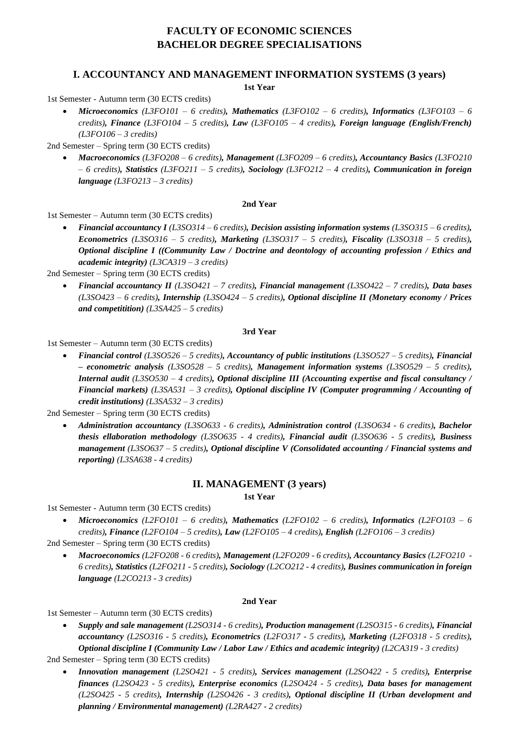# FACULTY OF ECONOMIC SCIENCES
# BACHELOR DEGREE SPECIALISATIONS

## I. ACCOUNTANCY AND MANAGEMENT INFORMATION SYSTEMS (3 years)

### 1st Year

1st Semester - Autumn term (30 ECTS credits)

- ***Microeconomics*** *(L3FO101 – 6 credits)*, ***Mathematics*** *(L3FO102 – 6 credits)*, ***Informatics*** *(L3FO103 – 6 credits)*, ***Finance*** *(L3FO104 – 5 credits)*, ***Law*** *(L3FO105 – 4 credits)*, ***Foreign language (English/French)*** *(L3FO106 – 3 credits)*

2nd Semester – Spring term (30 ECTS credits)

- ***Macroeconomics*** *(L3FO208 – 6 credits)*, ***Management*** *(L3FO209 – 6 credits)*, ***Accountancy Basics*** *(L3FO210 – 6 credits)*, ***Statistics*** *(L3FO211 – 5 credits)*, ***Sociology*** *(L3FO212 – 4 credits)*, ***Communication in foreign language*** *(L3FO213 – 3 credits)*

### 2nd Year

1st Semester – Autumn term (30 ECTS credits)

- ***Financial accountancy I*** *(L3SO314 – 6 credits)*, ***Decision assisting information systems*** *(L3SO315 – 6 credits)*, ***Econometrics*** *(L3SO316 – 5 credits)*, ***Marketing*** *(L3SO317 – 5 credits)*, ***Fiscality*** *(L3SO318 – 5 credits)*, ***Optional discipline I ((Community Law / Doctrine and deontology of accounting profession / Ethics and academic integrity)*** *(L3CA319 – 3 credits)*

2nd Semester – Spring term (30 ECTS credits)

- ***Financial accountancy II*** *(L3SO421 – 7 credits)*, ***Financial management*** *(L3SO422 – 7 credits)*, ***Data bases*** *(L3SO423 – 6 credits)*, ***Internship*** *(L3SO424 – 5 credits)*, ***Optional discipline II (Monetary economy / Prices and competitition)*** *(L3SA425 – 5 credits)*

### 3rd Year

1st Semester – Autumn term (30 ECTS credits)

- ***Financial control*** *(L3SO526 – 5 credits)*, ***Accountancy of public institutions*** *(L3SO527 – 5 credits)*, ***Financial – econometric analysis*** *(L3SO528 – 5 credits)*, ***Management information systems*** *(L3SO529 – 5 credits)*, ***Internal audit*** *(L3SO530 – 4 credits)*, ***Optional discipline III (Accounting expertise and fiscal consultancy / Financial markets)*** *(L3SA531 – 3 credits)*, ***Optional discipline IV (Computer programming / Accounting of credit institutions)*** *(L3SA532 – 3 credits)*

2nd Semester – Spring term (30 ECTS credits)

- ***Administration accountancy*** *(L3SO633 - 6 credits)*, ***Administration control*** *(L3SO634 - 6 credits)*, ***Bachelor thesis ellaboration methodology*** *(L3SO635 - 4 credits)*, ***Financial audit*** *(L3SO636 - 5 credits)*, ***Business management*** *(L3SO637 – 5 credits)*, ***Optional discipline V (Consolidated accounting / Financial systems and reporting)*** *(L3SA638 - 4 credits)*

## II. MANAGEMENT (3 years)

### 1st Year

1st Semester - Autumn term (30 ECTS credits)

- ***Microeconomics*** *(L2FO101 – 6 credits)*, ***Mathematics*** *(L2FO102 – 6 credits)*, ***Informatics*** *(L2FO103 – 6 credits)*, ***Finance*** *(L2FO104 – 5 credits)*, ***Law*** *(L2FO105 – 4 credits)*, ***English*** *(L2FO106 – 3 credits)*

2nd Semester – Spring term (30 ECTS credits)

- ***Macroeconomics*** *(L2FO208 - 6 credits)*, ***Management*** *(L2FO209 - 6 credits)*, ***Accountancy Basics*** *(L2FO210 - 6 credits)*, ***Statistics*** *(L2FO211 - 5 credits)*, ***Sociology*** *(L2CO212 - 4 credits)*, ***Busines communication in foreign language*** *(L2CO213 - 3 credits)*

### 2nd Year

1st Semester – Autumn term (30 ECTS credits)

- ***Supply and sale management*** *(L2SO314 - 6 credits)*, ***Production management*** *(L2SO315 - 6 credits)*, ***Financial accountancy*** *(L2SO316 - 5 credits)*, ***Econometrics*** *(L2FO317 - 5 credits)*, ***Marketing*** *(L2FO318 - 5 credits)*, ***Optional discipline I (Community Law / Labor Law / Ethics and academic integrity)*** *(L2CA319 - 3 credits)*

2nd Semester – Spring term (30 ECTS credits)

- ***Innovation management*** *(L2SO421 - 5 credits)*, ***Services management*** *(L2SO422 - 5 credits)*, ***Enterprise finances*** *(L2SO423 - 5 credits)*, ***Enterprise economics*** *(L2SO424 - 5 credits)*, ***Data bases for management*** *(L2SO425 - 5 credits)*, ***Internship*** *(L2SO426 - 3 credits)*, ***Optional discipline II (Urban development and planning / Environmental management)*** *(L2RA427 - 2 credits)*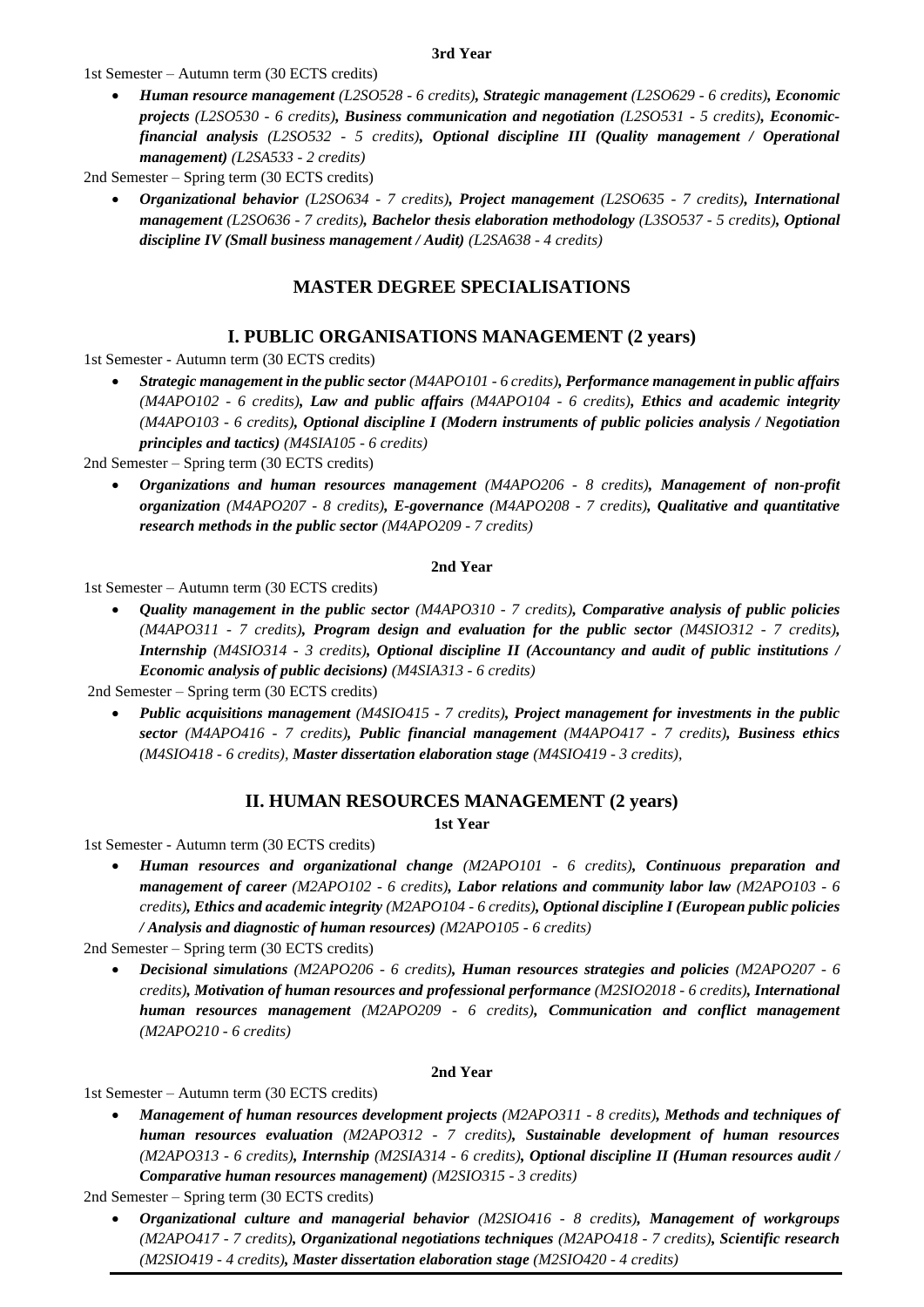**3rd Year**

1st Semester – Autumn term (30 ECTS credits)

- ***Human resource management*** *(L2SO528 - 6 credits)*, ***Strategic management*** *(L2SO629 - 6 credits)*, ***Economic projects*** *(L2SO530 - 6 credits)*, ***Business communication and negotiation*** *(L2SO531 - 5 credits)*, ***Economic-financial analysis*** *(L2SO532 - 5 credits)*, ***Optional discipline III (Quality management / Operational management)*** *(L2SA533 - 2 credits)*

2nd Semester – Spring term (30 ECTS credits)

- ***Organizational behavior*** *(L2SO634 - 7 credits)*, ***Project management*** *(L2SO635 - 7 credits)*, ***International management*** *(L2SO636 - 7 credits)*, ***Bachelor thesis elaboration methodology*** *(L3SO537 - 5 credits)*, ***Optional discipline IV (Small business management / Audit)*** *(L2SA638 - 4 credits)*

## MASTER DEGREE SPECIALISATIONS

### I. PUBLIC ORGANISATIONS MANAGEMENT (2 years)

1st Semester - Autumn term (30 ECTS credits)

- ***Strategic management in the public sector*** *(M4APO101 - 6 credits)*, ***Performance management in public affairs*** *(M4APO102 - 6 credits)*, ***Law and public affairs*** *(M4APO104 - 6 credits)*, ***Ethics and academic integrity*** *(M4APO103 - 6 credits)*, ***Optional discipline I (Modern instruments of public policies analysis / Negotiation principles and tactics)*** *(M4SIA105 - 6 credits)*

2nd Semester – Spring term (30 ECTS credits)

- ***Organizations and human resources management*** *(M4APO206 - 8 credits)*, ***Management of non-profit organization*** *(M4APO207 - 8 credits)*, ***E-governance*** *(M4APO208 - 7 credits)*, ***Qualitative and quantitative research methods in the public sector*** *(M4APO209 - 7 credits)*

**2nd Year**

1st Semester – Autumn term (30 ECTS credits)

- ***Quality management in the public sector*** *(M4APO310 - 7 credits)*, ***Comparative analysis of public policies*** *(M4APO311 - 7 credits)*, ***Program design and evaluation for the public sector*** *(M4SIO312 - 7 credits)*, ***Internship*** *(M4SIO314 - 3 credits)*, ***Optional discipline II (Accountancy and audit of public institutions / Economic analysis of public decisions)*** *(M4SIA313 - 6 credits)*

2nd Semester – Spring term (30 ECTS credits)

- ***Public acquisitions management*** *(M4SIO415 - 7 credits)*, ***Project management for investments in the public sector*** *(M4APO416 - 7 credits)*, ***Public financial management*** *(M4APO417 - 7 credits)*, ***Business ethics*** *(M4SIO418 - 6 credits)*, ***Master dissertation elaboration stage*** *(M4SIO419 - 3 credits)*,

### II. HUMAN RESOURCES MANAGEMENT (2 years)

**1st Year**

1st Semester - Autumn term (30 ECTS credits)

- ***Human resources and organizational change*** *(M2APO101 - 6 credits)*, ***Continuous preparation and management of career*** *(M2APO102 - 6 credits)*, ***Labor relations and community labor law*** *(M2APO103 - 6 credits)*, ***Ethics and academic integrity*** *(M2APO104 - 6 credits)*, ***Optional discipline I (European public policies / Analysis and diagnostic of human resources)*** *(M2APO105 - 6 credits)*

2nd Semester – Spring term (30 ECTS credits)

- ***Decisional simulations*** *(M2APO206 - 6 credits)*, ***Human resources strategies and policies*** *(M2APO207 - 6 credits)*, ***Motivation of human resources and professional performance*** *(M2SIO2018 - 6 credits)*, ***International human resources management*** *(M2APO209 - 6 credits)*, ***Communication and conflict management*** *(M2APO210 - 6 credits)*

**2nd Year**

1st Semester – Autumn term (30 ECTS credits)

- ***Management of human resources development projects*** *(M2APO311 - 8 credits)*, ***Methods and techniques of human resources evaluation*** *(M2APO312 - 7 credits)*, ***Sustainable development of human resources*** *(M2APO313 - 6 credits)*, ***Internship*** *(M2SIA314 - 6 credits)*, ***Optional discipline II (Human resources audit / Comparative human resources management)*** *(M2SIO315 - 3 credits)*

2nd Semester – Spring term (30 ECTS credits)

- ***Organizational culture and managerial behavior*** *(M2SIO416 - 8 credits)*, ***Management of workgroups*** *(M2APO417 - 7 credits)*, ***Organizational negotiations techniques*** *(M2APO418 - 7 credits)*, ***Scientific research*** *(M2SIO419 - 4 credits)*, ***Master dissertation elaboration stage*** *(M2SIO420 - 4 credits)*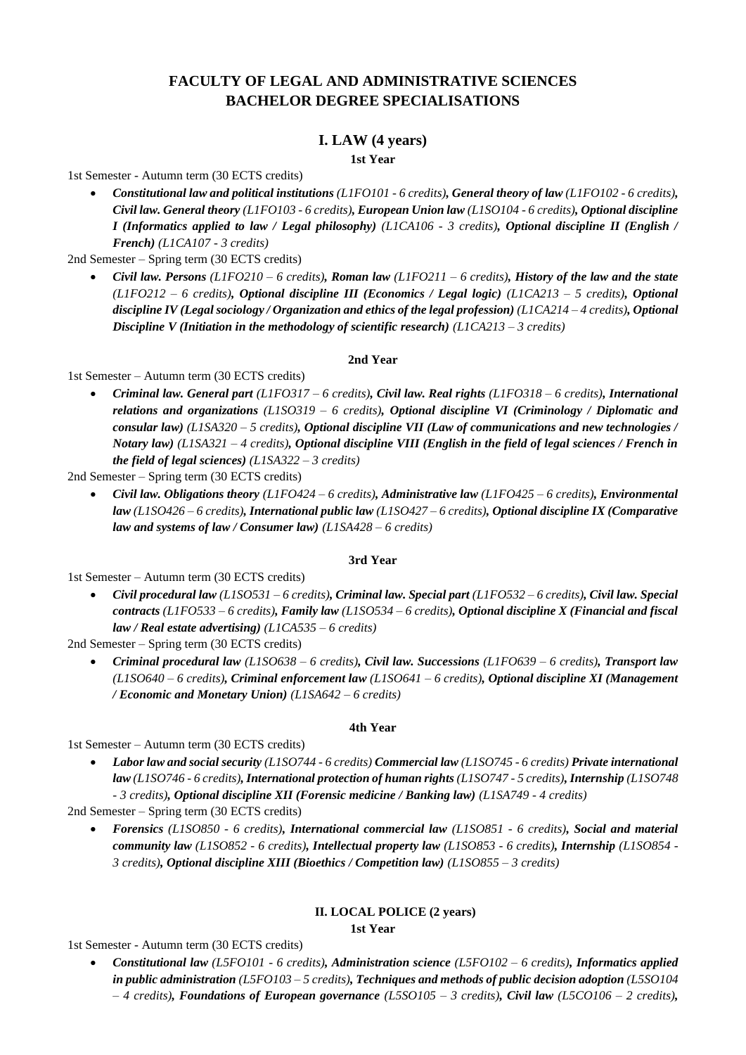## FACULTY OF LEGAL AND ADMINISTRATIVE SCIENCES
## BACHELOR DEGREE SPECIALISATIONS

### I. LAW (4 years)

**1st Year**

1st Semester - Autumn term (30 ECTS credits)

- ***Constitutional law and political institutions*** *(L1FO101 - 6 credits)*, ***General theory of law*** *(L1FO102 - 6 credits)*, ***Civil law. General theory*** *(L1FO103 - 6 credits)*, ***European Union law*** *(L1SO104 - 6 credits)*, ***Optional discipline I (Informatics applied to law / Legal philosophy)*** *(L1CA106 - 3 credits)*, ***Optional discipline II (English / French)*** *(L1CA107 - 3 credits)*

2nd Semester – Spring term (30 ECTS credits)

- ***Civil law. Persons*** *(L1FO210 – 6 credits)*, ***Roman law*** *(L1FO211 – 6 credits)*, ***History of the law and the state*** *(L1FO212 – 6 credits)*, ***Optional discipline III (Economics / Legal logic)*** *(L1CA213 – 5 credits)*, ***Optional discipline IV (Legal sociology / Organization and ethics of the legal profession)*** *(L1CA214 – 4 credits)*, ***Optional Discipline V (Initiation in the methodology of scientific research)*** *(L1CA213 – 3 credits)*

**2nd Year**

1st Semester – Autumn term (30 ECTS credits)

- ***Criminal law. General part*** *(L1FO317 – 6 credits)*, ***Civil law. Real rights*** *(L1FO318 – 6 credits)*, ***International relations and organizations*** *(L1SO319 – 6 credits)*, ***Optional discipline VI (Criminology / Diplomatic and consular law)*** *(L1SA320 – 5 credits)*, ***Optional discipline VII (Law of communications and new technologies / Notary law)*** *(L1SA321 – 4 credits)*, ***Optional discipline VIII (English in the field of legal sciences / French in the field of legal sciences)*** *(L1SA322 – 3 credits)*

2nd Semester – Spring term (30 ECTS credits)

- ***Civil law. Obligations theory*** *(L1FO424 – 6 credits)*, ***Administrative law*** *(L1FO425 – 6 credits)*, ***Environmental law*** *(L1SO426 – 6 credits)*, ***International public law*** *(L1SO427 – 6 credits)*, ***Optional discipline IX (Comparative law and systems of law / Consumer law)*** *(L1SA428 – 6 credits)*

**3rd Year**

1st Semester – Autumn term (30 ECTS credits)

- ***Civil procedural law*** *(L1SO531 – 6 credits)*, ***Criminal law. Special part*** *(L1FO532 – 6 credits)*, ***Civil law. Special contracts*** *(L1FO533 – 6 credits)*, ***Family law*** *(L1SO534 – 6 credits)*, ***Optional discipline X (Financial and fiscal law / Real estate advertising)*** *(L1CA535 – 6 credits)*

2nd Semester – Spring term (30 ECTS credits)

- ***Criminal procedural law*** *(L1SO638 – 6 credits)*, ***Civil law. Successions*** *(L1FO639 – 6 credits)*, ***Transport law*** *(L1SO640 – 6 credits)*, ***Criminal enforcement law*** *(L1SO641 – 6 credits)*, ***Optional discipline XI (Management / Economic and Monetary Union)*** *(L1SA642 – 6 credits)*

**4th Year**

1st Semester – Autumn term (30 ECTS credits)

- ***Labor law and social security*** *(L1SO744 - 6 credits)* ***Commercial law*** *(L1SO745 - 6 credits)* ***Private international law*** *(L1SO746 - 6 credits)*, ***International protection of human rights*** *(L1SO747 - 5 credits)*, ***Internship*** *(L1SO748 - 3 credits)*, ***Optional discipline XII (Forensic medicine / Banking law)*** *(L1SA749 - 4 credits)*

2nd Semester – Spring term (30 ECTS credits)

- ***Forensics*** *(L1SO850 - 6 credits)*, ***International commercial law*** *(L1SO851 - 6 credits)*, ***Social and material community law*** *(L1SO852 - 6 credits)*, ***Intellectual property law*** *(L1SO853 - 6 credits)*, ***Internship*** *(L1SO854 - 3 credits)*, ***Optional discipline XIII (Bioethics / Competition law)*** *(L1SO855 – 3 credits)*

### II. LOCAL POLICE (2 years)

**1st Year**

1st Semester - Autumn term (30 ECTS credits)

- ***Constitutional law*** *(L5FO101 - 6 credits)*, ***Administration science*** *(L5FO102 – 6 credits)*, ***Informatics applied in public administration*** *(L5FO103 – 5 credits)*, ***Techniques and methods of public decision adoption*** *(L5SO104 – 4 credits)*, ***Foundations of European governance*** *(L5SO105 – 3 credits)*, ***Civil law*** *(L5CO106 – 2 credits)*,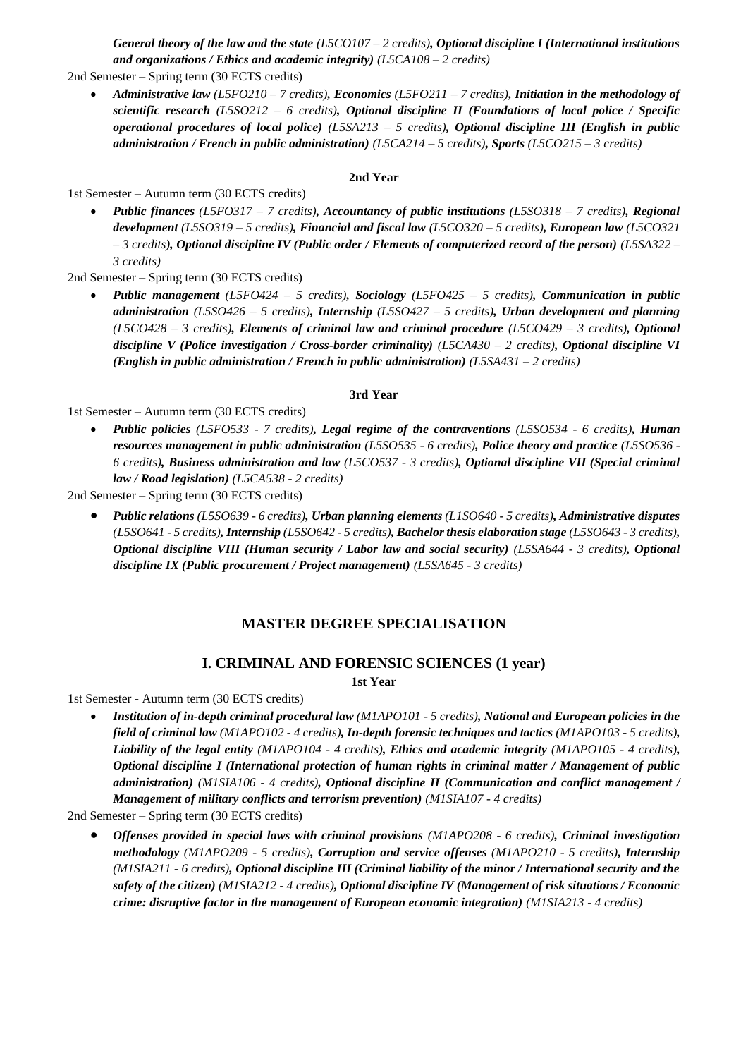***General theory of the law and the state*** *(L5CO107 – 2 credits)*, ***Optional discipline I (International institutions and organizations / Ethics and academic integrity)*** *(L5CA108 – 2 credits)*

2nd Semester – Spring term (30 ECTS credits)

- ***Administrative law*** *(L5FO210 – 7 credits)*, ***Economics*** *(L5FO211 – 7 credits)*, ***Initiation in the methodology of scientific research*** *(L5SO212 – 6 credits)*, ***Optional discipline II (Foundations of local police / Specific operational procedures of local police)*** *(L5SA213 – 5 credits)*, ***Optional discipline III (English in public administration / French in public administration)*** *(L5CA214 – 5 credits)*, ***Sports*** *(L5CO215 – 3 credits)*

**2nd Year**

1st Semester – Autumn term (30 ECTS credits)

- ***Public finances*** *(L5FO317 – 7 credits)*, ***Accountancy of public institutions*** *(L5SO318 – 7 credits)*, ***Regional development*** *(L5SO319 – 5 credits)*, ***Financial and fiscal law*** *(L5CO320 – 5 credits)*, ***European law*** *(L5CO321 – 3 credits)*, ***Optional discipline IV (Public order / Elements of computerized record of the person)*** *(L5SA322 – 3 credits)*

2nd Semester – Spring term (30 ECTS credits)

- ***Public management*** *(L5FO424 – 5 credits)*, ***Sociology*** *(L5FO425 – 5 credits)*, ***Communication in public administration*** *(L5SO426 – 5 credits)*, ***Internship*** *(L5SO427 – 5 credits)*, ***Urban development and planning*** *(L5CO428 – 3 credits)*, ***Elements of criminal law and criminal procedure*** *(L5CO429 – 3 credits)*, ***Optional discipline V (Police investigation / Cross-border criminality)*** *(L5CA430 – 2 credits)*, ***Optional discipline VI (English in public administration / French in public administration)*** *(L5SA431 – 2 credits)*

**3rd Year**

1st Semester – Autumn term (30 ECTS credits)

- ***Public policies*** *(L5FO533 - 7 credits)*, ***Legal regime of the contraventions*** *(L5SO534 - 6 credits)*, ***Human resources management in public administration*** *(L5SO535 - 6 credits)*, ***Police theory and practice*** *(L5SO536 - 6 credits)*, ***Business administration and law*** *(L5CO537 - 3 credits)*, ***Optional discipline VII (Special criminal law / Road legislation)*** *(L5CA538 - 2 credits)*

2nd Semester – Spring term (30 ECTS credits)

- ***Public relations*** *(L5SO639 - 6 credits)*, ***Urban planning elements*** *(L1SO640 - 5 credits)*, ***Administrative disputes*** *(L5SO641 - 5 credits)*, ***Internship*** *(L5SO642 - 5 credits)*, ***Bachelor thesis elaboration stage*** *(L5SO643 - 3 credits)*, ***Optional discipline VIII (Human security / Labor law and social security)*** *(L5SA644 - 3 credits)*, ***Optional discipline IX (Public procurement / Project management)*** *(L5SA645 - 3 credits)*

## MASTER DEGREE SPECIALISATION

### I. CRIMINAL AND FORENSIC SCIENCES (1 year)

**1st Year**

1st Semester - Autumn term (30 ECTS credits)

- ***Institution of in-depth criminal procedural law*** *(M1APO101 - 5 credits)*, ***National and European policies in the field of criminal law*** *(M1APO102 - 4 credits)*, ***In-depth forensic techniques and tactics*** *(M1APO103 - 5 credits)*, ***Liability of the legal entity*** *(M1APO104 - 4 credits)*, ***Ethics and academic integrity*** *(M1APO105 - 4 credits)*, ***Optional discipline I (International protection of human rights in criminal matter / Management of public administration)*** *(M1SIA106 - 4 credits)*, ***Optional discipline II (Communication and conflict management / Management of military conflicts and terrorism prevention)*** *(M1SIA107 - 4 credits)*

2nd Semester – Spring term (30 ECTS credits)

- ***Offenses provided in special laws with criminal provisions*** *(M1APO208 - 6 credits)*, ***Criminal investigation methodology*** *(M1APO209 - 5 credits)*, ***Corruption and service offenses*** *(M1APO210 - 5 credits)*, ***Internship*** *(M1SIA211 - 6 credits)*, ***Optional discipline III (Criminal liability of the minor / International security and the safety of the citizen)*** *(M1SIA212 - 4 credits)*, ***Optional discipline IV (Management of risk situations / Economic crime: disruptive factor in the management of European economic integration)*** *(M1SIA213 - 4 credits)*